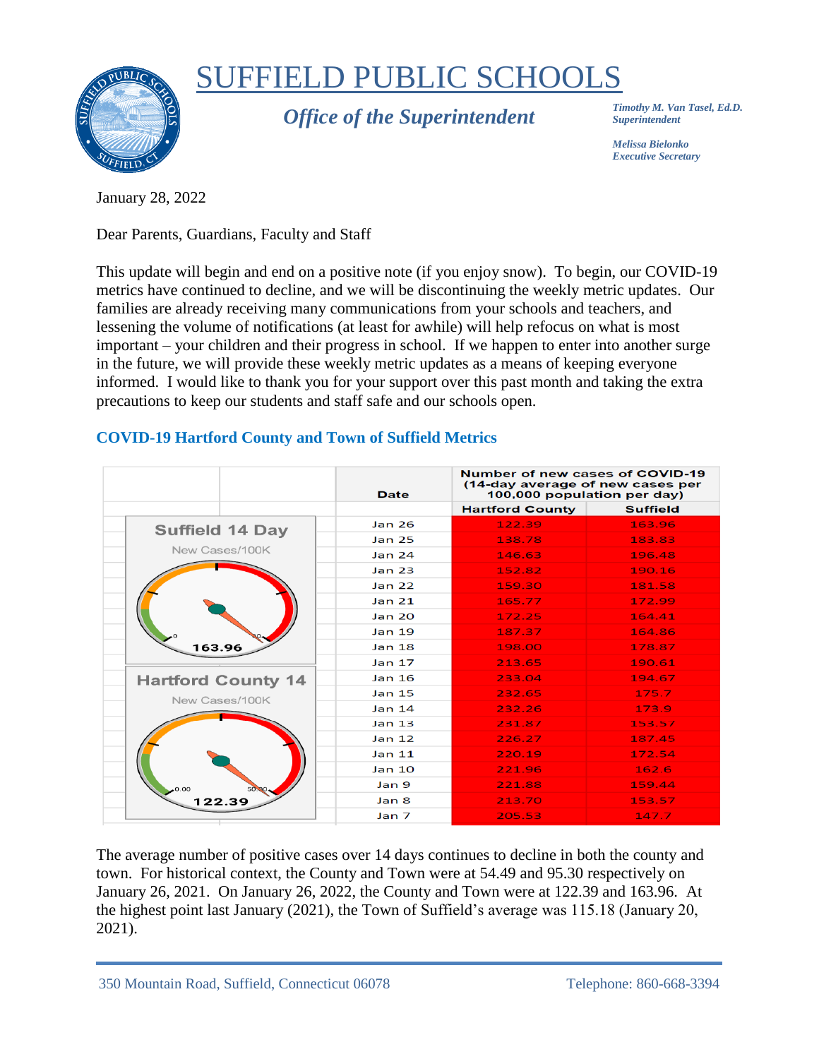# SUFFIELD PUBLIC SCHOOLS

## *Office of the Superintendent*

*Timothy M. Van Tasel, Ed.D.*
*Superintendent*

*Melissa Bielonko*
*Executive Secretary*

January 28, 2022

Dear Parents, Guardians, Faculty and Staff

This update will begin and end on a positive note (if you enjoy snow). To begin, our COVID-19 metrics have continued to decline, and we will be discontinuing the weekly metric updates. Our families are already receiving many communications from your schools and teachers, and lessening the volume of notifications (at least for awhile) will help refocus on what is most important – your children and their progress in school. If we happen to enter into another surge in the future, we will provide these weekly metric updates as a means of keeping everyone informed. I would like to thank you for your support over this past month and taking the extra precautions to keep our students and staff safe and our schools open.

### COVID-19 Hartford County and Town of Suffield Metrics

Suffield 14 Day
New Cases/100K
163.96

Hartford County 14
New Cases/100K
0.00
122.39

| Date | Number of new cases of COVID-19 (14-day average of new cases per 100,000 population per day) | |
|---|---|---|
| | Hartford County | Suffield |
| Jan 26 | 122.39 | 163.96 |
| Jan 25 | 138.78 | 183.83 |
| Jan 24 | 146.63 | 196.48 |
| Jan 23 | 152.82 | 190.16 |
| Jan 22 | 159.30 | 181.58 |
| Jan 21 | 165.77 | 172.99 |
| Jan 20 | 172.25 | 164.41 |
| Jan 19 | 187.37 | 164.86 |
| Jan 18 | 198.00 | 178.87 |
| Jan 17 | 213.65 | 190.61 |
| Jan 16 | 233.04 | 194.67 |
| Jan 15 | 232.65 | 175.7 |
| Jan 14 | 232.26 | 173.9 |
| Jan 13 | 231.87 | 153.57 |
| Jan 12 | 226.27 | 187.45 |
| Jan 11 | 220.19 | 172.54 |
| Jan 10 | 221.96 | 162.6 |
| Jan 9 | 221.88 | 159.44 |
| Jan 8 | 213.70 | 153.57 |
| Jan 7 | 205.53 | 147.7 |

The average number of positive cases over 14 days continues to decline in both the county and town. For historical context, the County and Town were at 54.49 and 95.30 respectively on January 26, 2021. On January 26, 2022, the County and Town were at 122.39 and 163.96. At the highest point last January (2021), the Town of Suffield's average was 115.18 (January 20, 2021).

350 Mountain Road, Suffield, Connecticut 06078 Telephone: 860-668-3394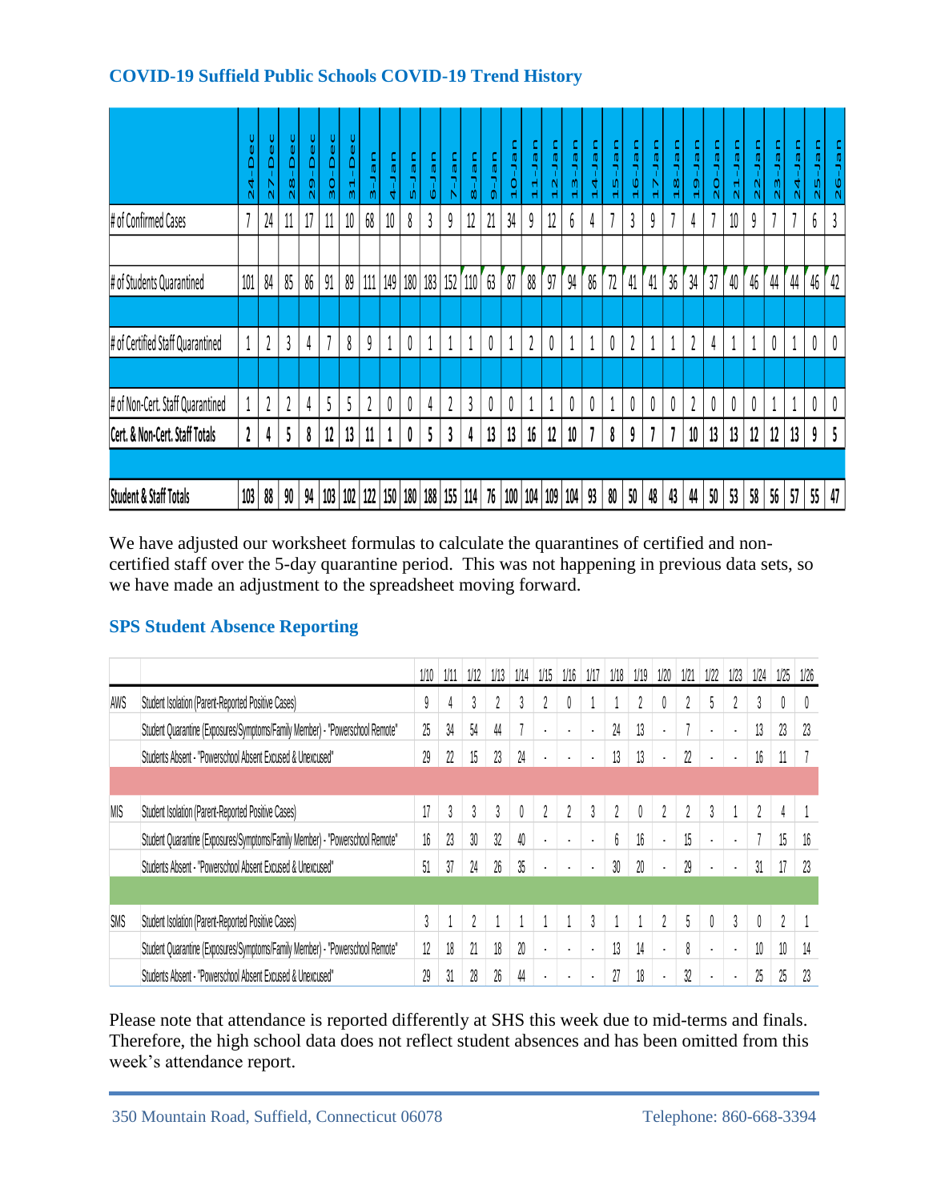### COVID-19 Suffield Public Schools COVID-19 Trend History

| | 24-Dec | 27-Dec | 28-Dec | 29-Dec | 30-Dec | 31-Dec | 3-Jan | 4-Jan | 5-Jan | 6-Jan | 7-Jan | 8-Jan | 9-Jan | 10-Jan | 11-Jan | 12-Jan | 13-Jan | 14-Jan | 15-Jan | 16-Jan | 17-Jan | 18-Jan | 19-Jan | 20-Jan | 21-Jan | 22-Jan | 23-Jan | 24-Jan | 25-Jan | 26-Jan |
|---|---|---|---|---|---|---|---|---|---|---|---|---|---|---|---|---|---|---|---|---|---|---|---|---|---|---|---|---|---|---|
| # of Confirmed Cases | 7 | 24 | 11 | 17 | 11 | 10 | 68 | 10 | 8 | 3 | 9 | 12 | 21 | 34 | 9 | 12 | 6 | 4 | 7 | 3 | 9 | 7 | 4 | 7 | 10 | 9 | 7 | 7 | 6 | 3 |
| | | | | | | | | | | | | | | | | | | | | | | | | | | | | | | |
| # of Students Quarantined | 101 | 84 | 85 | 86 | 91 | 89 | 111 | 149 | 180 | 183 | 152 | 110 | 63 | 87 | 88 | 97 | 94 | 86 | 72 | 41 | 41 | 36 | 34 | 37 | 40 | 46 | 44 | 44 | 46 | 42 |
| | | | | | | | | | | | | | | | | | | | | | | | | | | | | | | |
| # of Certified Staff Quarantined | 1 | 2 | 3 | 4 | 7 | 8 | 9 | 1 | 0 | 1 | 1 | 1 | 0 | 1 | 2 | 0 | 1 | 1 | 0 | 2 | 1 | 1 | 2 | 4 | 1 | 1 | 0 | 1 | 0 | 0 |
| | | | | | | | | | | | | | | | | | | | | | | | | | | | | | | |
| # of Non-Cert. Staff Quarantined | 1 | 2 | 2 | 4 | 5 | 5 | 2 | 0 | 0 | 4 | 2 | 3 | 0 | 0 | 1 | 1 | 0 | 0 | 1 | 0 | 0 | 0 | 2 | 0 | 0 | 0 | 1 | 1 | 0 | 0 |
| **Cert. & Non-Cert. Staff Totals** | **2** | **4** | **5** | **8** | **12** | **13** | **11** | **1** | **0** | **5** | **3** | **4** | **13** | **13** | **16** | **12** | **10** | **7** | **8** | **9** | **7** | **7** | **10** | **13** | **13** | **12** | **12** | **13** | **9** | **5** |
| | | | | | | | | | | | | | | | | | | | | | | | | | | | | | | |
| **Student & Staff Totals** | **103** | **88** | **90** | **94** | **103** | **102** | **122** | **150** | **180** | **188** | **155** | **114** | **76** | **100** | **104** | **109** | **104** | **93** | **80** | **50** | **48** | **43** | **44** | **50** | **53** | **58** | **56** | **57** | **55** | **47** |

We have adjusted our worksheet formulas to calculate the quarantines of certified and non-certified staff over the 5-day quarantine period. This was not happening in previous data sets, so we have made an adjustment to the spreadsheet moving forward.

### SPS Student Absence Reporting

| | | 1/10 | 1/11 | 1/12 | 1/13 | 1/14 | 1/15 | 1/16 | 1/17 | 1/18 | 1/19 | 1/20 | 1/21 | 1/22 | 1/23 | 1/24 | 1/25 | 1/26 |
|---|---|---|---|---|---|---|---|---|---|---|---|---|---|---|---|---|---|---|
| AWS | Student Isolation (Parent-Reported Positive Cases) | 9 | 4 | 3 | 2 | 3 | 2 | 0 | 1 | 1 | 2 | 0 | 2 | 5 | 2 | 3 | 0 | 0 |
| | Student Quarantine (Exposures/Symptoms/Family Member) - "Powerschool Remote" | 25 | 34 | 54 | 44 | 7 | - | - | - | 24 | 13 | - | 7 | - | - | 13 | 23 | 23 |
| | Students Absent - "Powerschool Absent Excused & Unexcused" | 29 | 22 | 15 | 23 | 24 | - | - | - | 13 | 13 | - | 22 | - | - | 16 | 11 | 7 |
| | | | | | | | | | | | | | | | | | | |
| MIS | Student Isolation (Parent-Reported Positive Cases) | 17 | 3 | 3 | 3 | 0 | 2 | 2 | 3 | 2 | 0 | 2 | 2 | 3 | 1 | 2 | 4 | 1 |
| | Student Quarantine (Exposures/Symptoms/Family Member) - "Powerschool Remote" | 16 | 23 | 30 | 32 | 40 | - | - | - | 6 | 16 | - | 15 | - | - | 7 | 15 | 16 |
| | Students Absent - "Powerschool Absent Excused & Unexcused" | 51 | 37 | 24 | 26 | 35 | - | - | - | 30 | 20 | - | 29 | - | - | 31 | 17 | 23 |
| | | | | | | | | | | | | | | | | | | |
| SMS | Student Isolation (Parent-Reported Positive Cases) | 3 | 1 | 2 | 1 | 1 | 1 | 1 | 3 | 1 | 1 | 2 | 5 | 0 | 3 | 0 | 2 | 1 |
| | Student Quarantine (Exposures/Symptoms/Family Member) - "Powerschool Remote" | 12 | 18 | 21 | 18 | 20 | - | - | - | 13 | 14 | - | 8 | - | - | 10 | 10 | 14 |
| | Students Absent - "Powerschool Absent Excused & Unexcused" | 29 | 31 | 28 | 26 | 44 | - | - | - | 27 | 18 | - | 32 | - | - | 25 | 25 | 23 |

Please note that attendance is reported differently at SHS this week due to mid-terms and finals. Therefore, the high school data does not reflect student absences and has been omitted from this week's attendance report.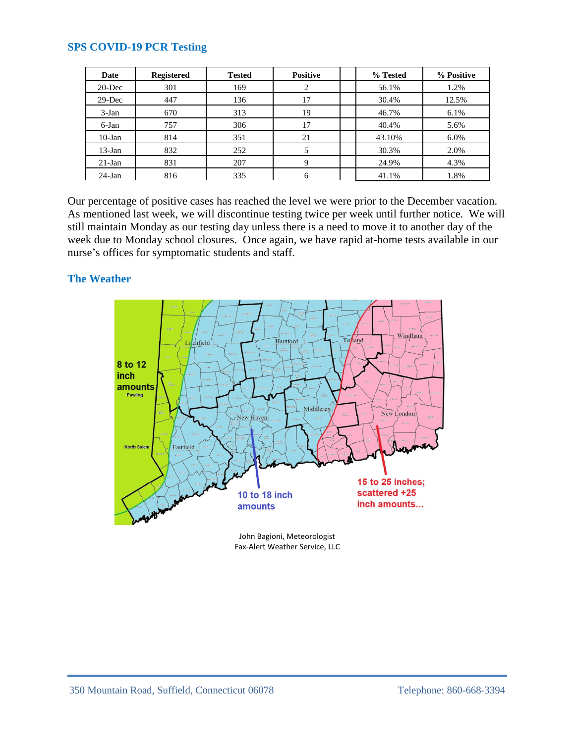### SPS COVID-19 PCR Testing

| Date | Registered | Tested | Positive | % Tested | % Positive |
|---|---|---|---|---|---|
| 20-Dec | 301 | 169 | 2 | 56.1% | 1.2% |
| 29-Dec | 447 | 136 | 17 | 30.4% | 12.5% |
| 3-Jan | 670 | 313 | 19 | 46.7% | 6.1% |
| 6-Jan | 757 | 306 | 17 | 40.4% | 5.6% |
| 10-Jan | 814 | 351 | 21 | 43.10% | 6.0% |
| 13-Jan | 832 | 252 | 5 | 30.3% | 2.0% |
| 21-Jan | 831 | 207 | 9 | 24.9% | 4.3% |
| 24-Jan | 816 | 335 | 6 | 41.1% | 1.8% |

Our percentage of positive cases has reached the level we were prior to the December vacation. As mentioned last week, we will discontinue testing twice per week until further notice. We will still maintain Monday as our testing day unless there is a need to move it to another day of the week due to Monday school closures. Once again, we have rapid at-home tests available in our nurse's offices for symptomatic students and staff.

### The Weather

8 to 12 inch amounts

Pawling

North Salem

Litchfield

Hartford

Tolland

Windham

Fairfield

New Haven

Middlesex

New London

10 to 18 inch amounts

15 to 25 inches; scattered +25 inch amounts...

John Bagioni, Meteorologist
Fax-Alert Weather Service, LLC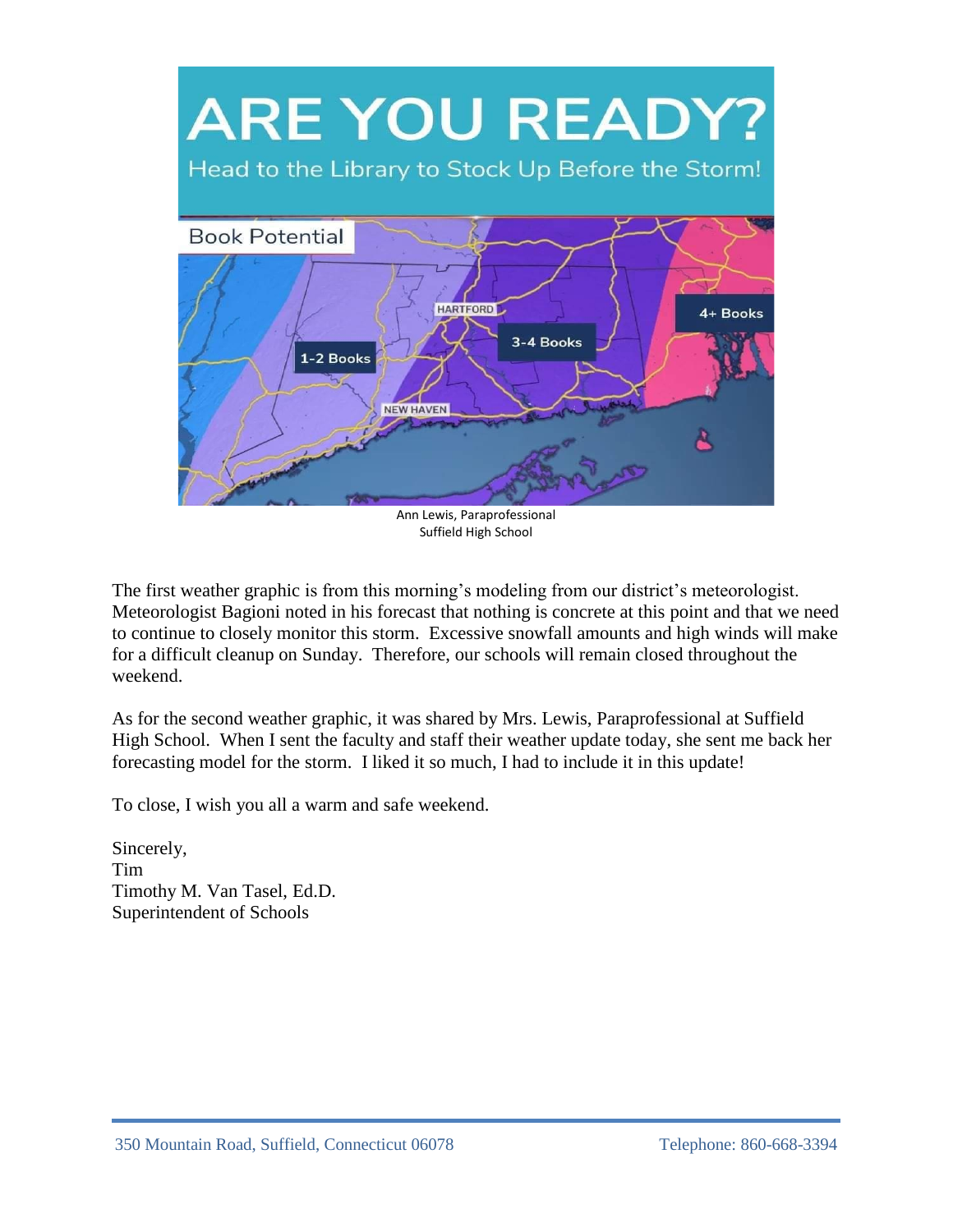# ARE YOU READY?

Head to the Library to Stock Up Before the Storm!

Book Potential

HARTFORD

1-2 Books

3-4 Books

4+ Books

NEW HAVEN

Ann Lewis, Paraprofessional
Suffield High School

The first weather graphic is from this morning's modeling from our district's meteorologist. Meteorologist Bagioni noted in his forecast that nothing is concrete at this point and that we need to continue to closely monitor this storm. Excessive snowfall amounts and high winds will make for a difficult cleanup on Sunday. Therefore, our schools will remain closed throughout the weekend.

As for the second weather graphic, it was shared by Mrs. Lewis, Paraprofessional at Suffield High School. When I sent the faculty and staff their weather update today, she sent me back her forecasting model for the storm. I liked it so much, I had to include it in this update!

To close, I wish you all a warm and safe weekend.

Sincerely,
Tim
Timothy M. Van Tasel, Ed.D.
Superintendent of Schools

350 Mountain Road, Suffield, Connecticut 06078 Telephone: 860-668-3394